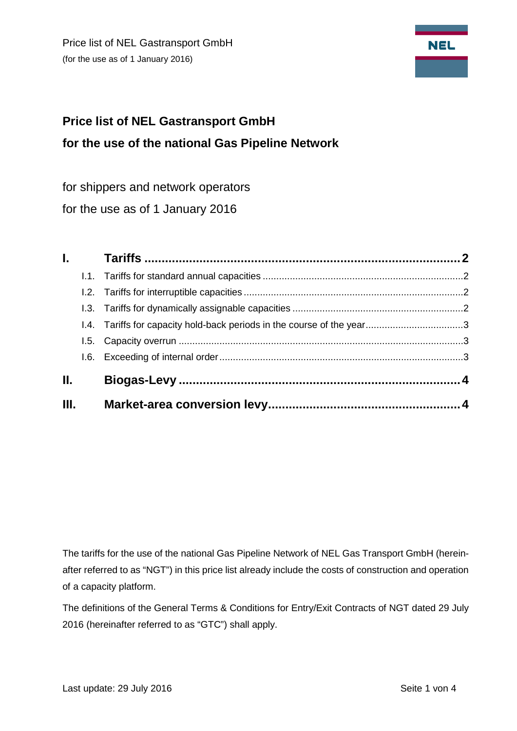# Price list of NEL Gastransport GmbH
# for the use of the national Gas Pipeline Network

for shippers and network operators

for the use as of 1 January 2016

| | | |
|---|---|---|
| **I.** | **Tariffs** | **2** |
| I.1. | Tariffs for standard annual capacities | 2 |
| I.2. | Tariffs for interruptible capacities | 2 |
| I.3. | Tariffs for dynamically assignable capacities | 2 |
| I.4. | Tariffs for capacity hold-back periods in the course of the year | 3 |
| I.5. | Capacity overrun | 3 |
| I.6. | Exceeding of internal order | 3 |
| **II.** | **Biogas-Levy** | **4** |
| **III.** | **Market-area conversion levy** | **4** |

The tariffs for the use of the national Gas Pipeline Network of NEL Gas Transport GmbH (hereinafter referred to as "NGT") in this price list already include the costs of construction and operation of a capacity platform.

The definitions of the General Terms & Conditions for Entry/Exit Contracts of NGT dated 29 July 2016 (hereinafter referred to as "GTC") shall apply.

Last update: 29 July 2016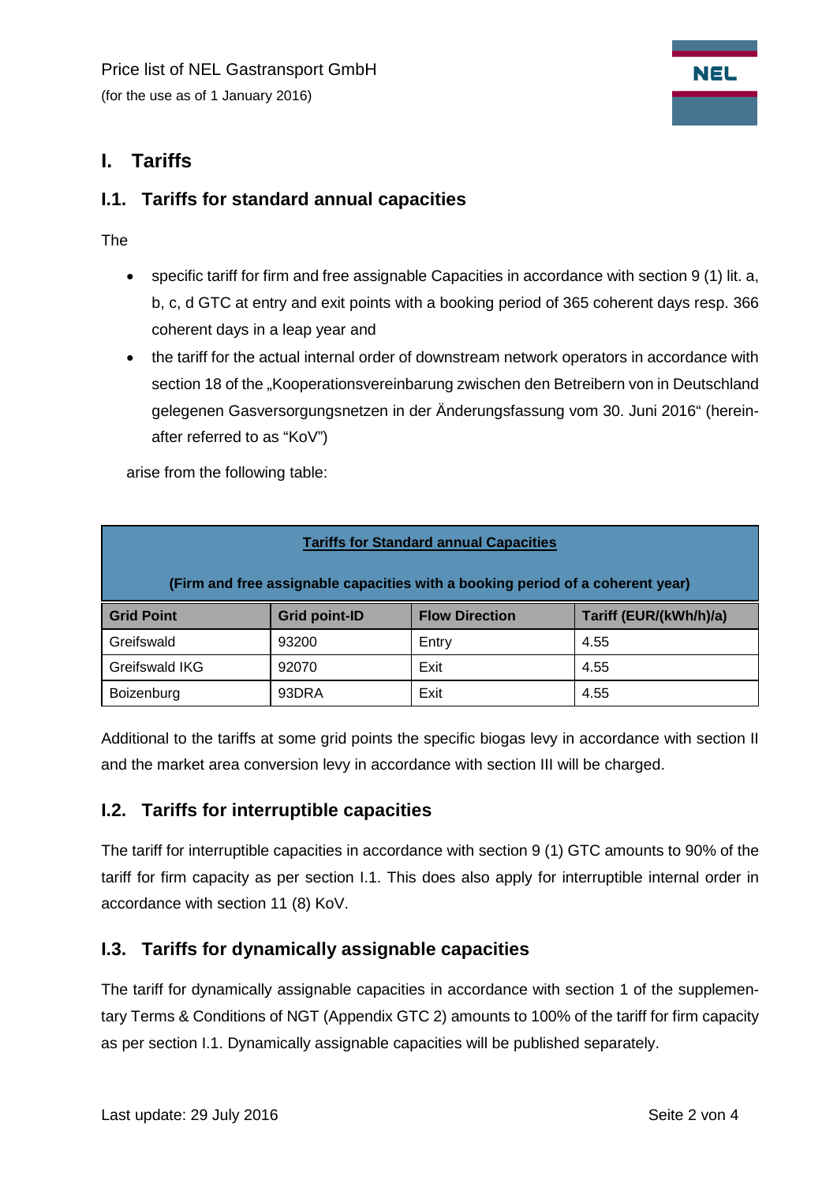# I. Tariffs

## I.1. Tariffs for standard annual capacities

The

- specific tariff for firm and free assignable Capacities in accordance with section 9 (1) lit. a, b, c, d GTC at entry and exit points with a booking period of 365 coherent days resp. 366 coherent days in a leap year and
- the tariff for the actual internal order of downstream network operators in accordance with section 18 of the „Kooperationsvereinbarung zwischen den Betreibern von in Deutschland gelegenen Gasversorgungsnetzen in der Änderungsfassung vom 30. Juni 2016“ (hereinafter referred to as “KoV”)

arise from the following table:

| Tariffs for Standard annual Capacities (Firm and free assignable capacities with a booking period of a coherent year) | | | |
|---|---|---|---|
| **Grid Point** | **Grid point-ID** | **Flow Direction** | **Tariff (EUR/(kWh/h)/a)** |
| Greifswald | 93200 | Entry | 4.55 |
| Greifswald IKG | 92070 | Exit | 4.55 |
| Boizenburg | 93DRA | Exit | 4.55 |

Additional to the tariffs at some grid points the specific biogas levy in accordance with section II and the market area conversion levy in accordance with section III will be charged.

## I.2. Tariffs for interruptible capacities

The tariff for interruptible capacities in accordance with section 9 (1) GTC amounts to 90% of the tariff for firm capacity as per section I.1. This does also apply for interruptible internal order in accordance with section 11 (8) KoV.

## I.3. Tariffs for dynamically assignable capacities

The tariff for dynamically assignable capacities in accordance with section 1 of the supplementary Terms & Conditions of NGT (Appendix GTC 2) amounts to 100% of the tariff for firm capacity as per section I.1. Dynamically assignable capacities will be published separately.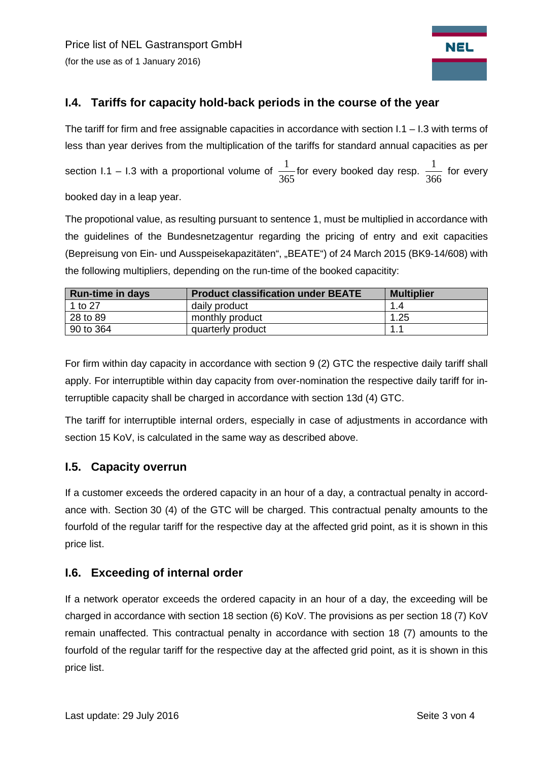## I.4. Tariffs for capacity hold-back periods in the course of the year

The tariff for firm and free assignable capacities in accordance with section I.1 – I.3 with terms of less than year derives from the multiplication of the tariffs for standard annual capacities as per section I.1 – I.3 with a proportional volume of $\frac{1}{365}$ for every booked day resp. $\frac{1}{366}$ for every booked day in a leap year.

The propotional value, as resulting pursuant to sentence 1, must be multiplied in accordance with the guidelines of the Bundesnetzagentur regarding the pricing of entry and exit capacities (Bepreisung von Ein- und Ausspeisekapazitäten", „BEATE") of 24 March 2015 (BK9-14/608) with the following multipliers, depending on the run-time of the booked capacitity:

| Run-time in days | Product classification under BEATE | Multiplier |
|---|---|---|
| 1 to 27 | daily product | 1.4 |
| 28 to 89 | monthly product | 1.25 |
| 90 to 364 | quarterly product | 1.1 |

For firm within day capacity in accordance with section 9 (2) GTC the respective daily tariff shall apply. For interruptible within day capacity from over-nomination the respective daily tariff for interruptible capacity shall be charged in accordance with section 13d (4) GTC.

The tariff for interruptible internal orders, especially in case of adjustments in accordance with section 15 KoV, is calculated in the same way as described above.

## I.5. Capacity overrun

If a customer exceeds the ordered capacity in an hour of a day, a contractual penalty in accordance with. Section 30 (4) of the GTC will be charged. This contractual penalty amounts to the fourfold of the regular tariff for the respective day at the affected grid point, as it is shown in this price list.

## I.6. Exceeding of internal order

If a network operator exceeds the ordered capacity in an hour of a day, the exceeding will be charged in accordance with section 18 section (6) KoV. The provisions as per section 18 (7) KoV remain unaffected. This contractual penalty in accordance with section 18 (7) amounts to the fourfold of the regular tariff for the respective day at the affected grid point, as it is shown in this price list.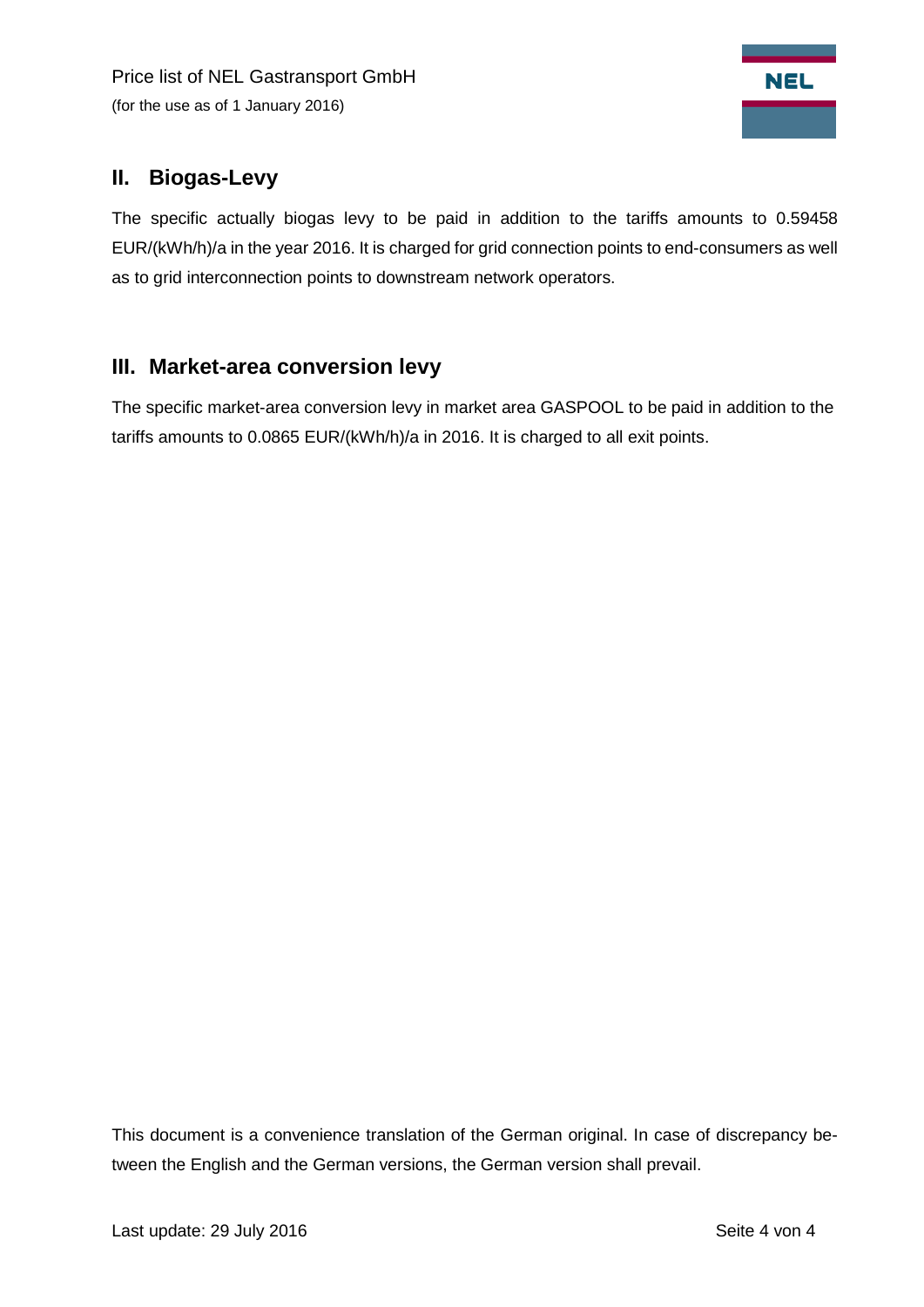## II. Biogas-Levy

The specific actually biogas levy to be paid in addition to the tariffs amounts to 0.59458 EUR/(kWh/h)/a in the year 2016. It is charged for grid connection points to end-consumers as well as to grid interconnection points to downstream network operators.

## III. Market-area conversion levy

The specific market-area conversion levy in market area GASPOOL to be paid in addition to the tariffs amounts to 0.0865 EUR/(kWh/h)/a in 2016. It is charged to all exit points.

This document is a convenience translation of the German original. In case of discrepancy between the English and the German versions, the German version shall prevail.

Last update: 29 July 2016